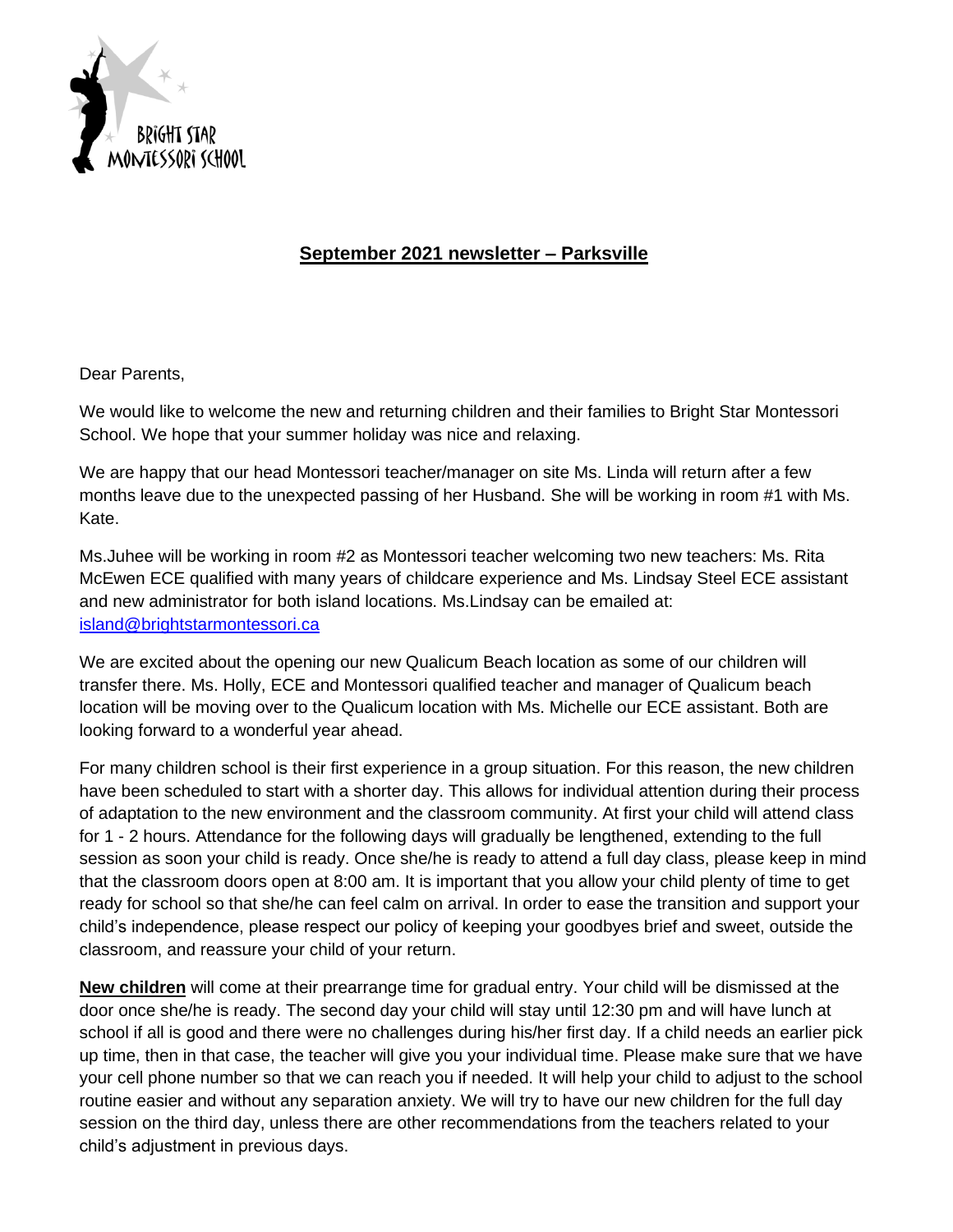BRIGHT STAR MONTESSORI SCHOOL

## September 2021 newsletter – Parksville

Dear Parents,

We would like to welcome the new and returning children and their families to Bright Star Montessori School. We hope that your summer holiday was nice and relaxing.

We are happy that our head Montessori teacher/manager on site Ms. Linda will return after a few months leave due to the unexpected passing of her Husband. She will be working in room #1 with Ms. Kate.

Ms.Juhee will be working in room #2 as Montessori teacher welcoming two new teachers: Ms. Rita McEwen ECE qualified with many years of childcare experience and Ms. Lindsay Steel ECE assistant and new administrator for both island locations. Ms.Lindsay can be emailed at: [island@brightstarmontessori.ca](mailto:island@brightstarmontessori.ca)

We are excited about the opening our new Qualicum Beach location as some of our children will transfer there. Ms. Holly, ECE and Montessori qualified teacher and manager of Qualicum beach location will be moving over to the Qualicum location with Ms. Michelle our ECE assistant. Both are looking forward to a wonderful year ahead.

For many children school is their first experience in a group situation. For this reason, the new children have been scheduled to start with a shorter day. This allows for individual attention during their process of adaptation to the new environment and the classroom community. At first your child will attend class for 1 - 2 hours. Attendance for the following days will gradually be lengthened, extending to the full session as soon your child is ready. Once she/he is ready to attend a full day class, please keep in mind that the classroom doors open at 8:00 am. It is important that you allow your child plenty of time to get ready for school so that she/he can feel calm on arrival. In order to ease the transition and support your child's independence, please respect our policy of keeping your goodbyes brief and sweet, outside the classroom, and reassure your child of your return.

**New children** will come at their prearrange time for gradual entry. Your child will be dismissed at the door once she/he is ready. The second day your child will stay until 12:30 pm and will have lunch at school if all is good and there were no challenges during his/her first day. If a child needs an earlier pick up time, then in that case, the teacher will give you your individual time. Please make sure that we have your cell phone number so that we can reach you if needed. It will help your child to adjust to the school routine easier and without any separation anxiety. We will try to have our new children for the full day session on the third day, unless there are other recommendations from the teachers related to your child's adjustment in previous days.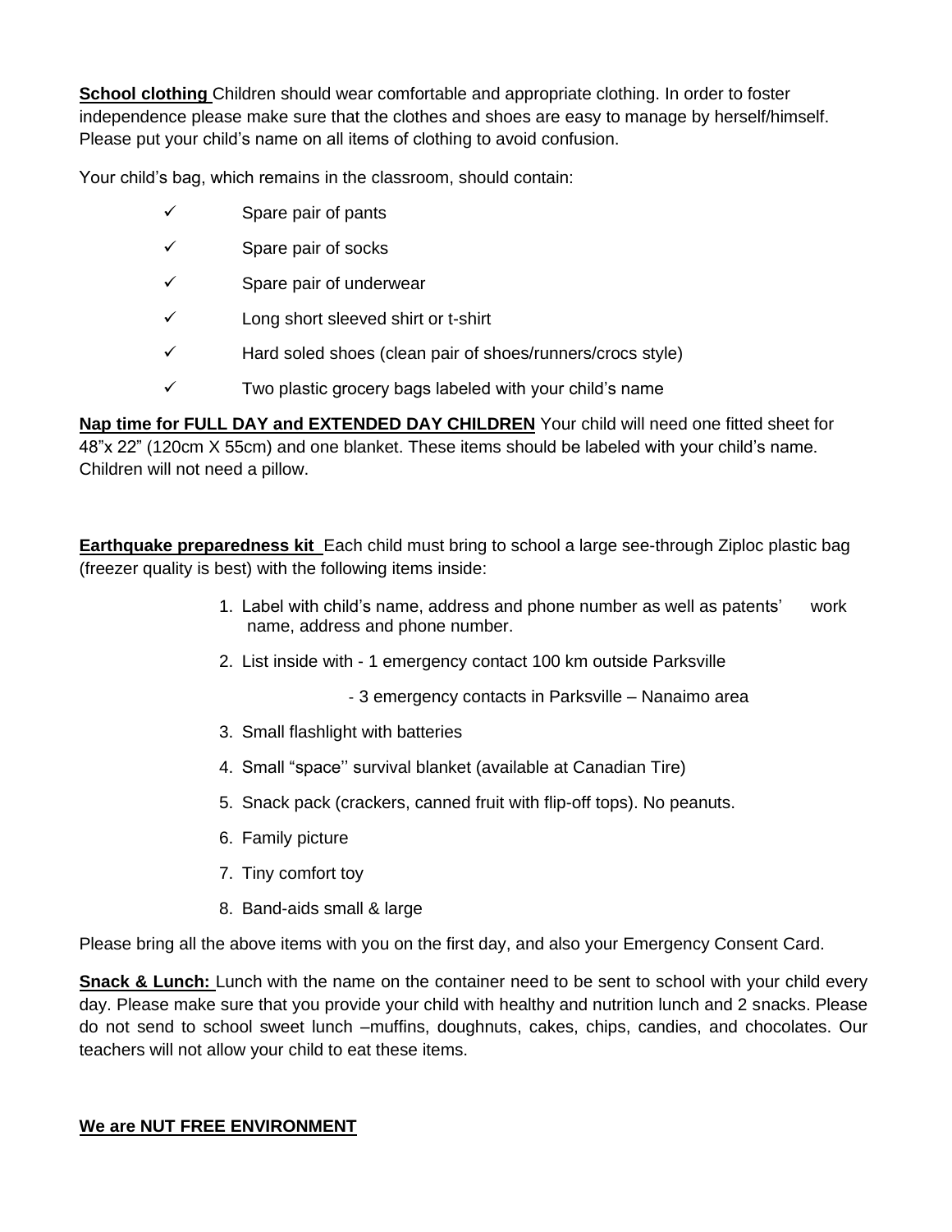**School clothing** Children should wear comfortable and appropriate clothing. In order to foster independence please make sure that the clothes and shoes are easy to manage by herself/himself. Please put your child's name on all items of clothing to avoid confusion.

Your child's bag, which remains in the classroom, should contain:

- ✓ Spare pair of pants
- ✓ Spare pair of socks
- ✓ Spare pair of underwear
- ✓ Long short sleeved shirt or t-shirt
- ✓ Hard soled shoes (clean pair of shoes/runners/crocs style)
- ✓ Two plastic grocery bags labeled with your child's name

**Nap time for FULL DAY and EXTENDED DAY CHILDREN** Your child will need one fitted sheet for 48"x 22" (120cm X 55cm) and one blanket. These items should be labeled with your child's name. Children will not need a pillow.

**Earthquake preparedness kit** Each child must bring to school a large see-through Ziploc plastic bag (freezer quality is best) with the following items inside:

1. Label with child's name, address and phone number as well as patents' work name, address and phone number.
2. List inside with - 1 emergency contact 100 km outside Parksville

   - 3 emergency contacts in Parksville – Nanaimo area
3. Small flashlight with batteries
4. Small "space'' survival blanket (available at Canadian Tire)
5. Snack pack (crackers, canned fruit with flip-off tops). No peanuts.
6. Family picture
7. Tiny comfort toy
8. Band-aids small & large

Please bring all the above items with you on the first day, and also your Emergency Consent Card.

**Snack & Lunch:** Lunch with the name on the container need to be sent to school with your child every day. Please make sure that you provide your child with healthy and nutrition lunch and 2 snacks. Please do not send to school sweet lunch –muffins, doughnuts, cakes, chips, candies, and chocolates. Our teachers will not allow your child to eat these items.

**We are NUT FREE ENVIRONMENT**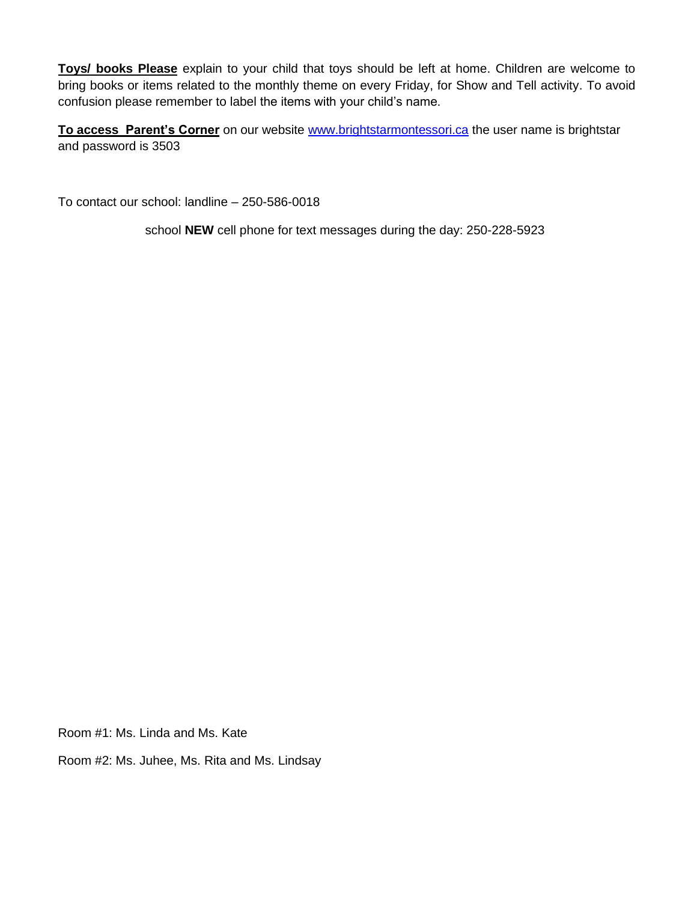**Toys/ books Please** explain to your child that toys should be left at home. Children are welcome to bring books or items related to the monthly theme on every Friday, for Show and Tell activity. To avoid confusion please remember to label the items with your child's name.

**To access Parent's Corner** on our website [www.brightstarmontessori.ca](http://www.brightstarmontessori.ca) the user name is brightstar and password is 3503

To contact our school: landline – 250-586-0018

school **NEW** cell phone for text messages during the day: 250-228-5923

Room #1: Ms. Linda and Ms. Kate

Room #2: Ms. Juhee, Ms. Rita and Ms. Lindsay